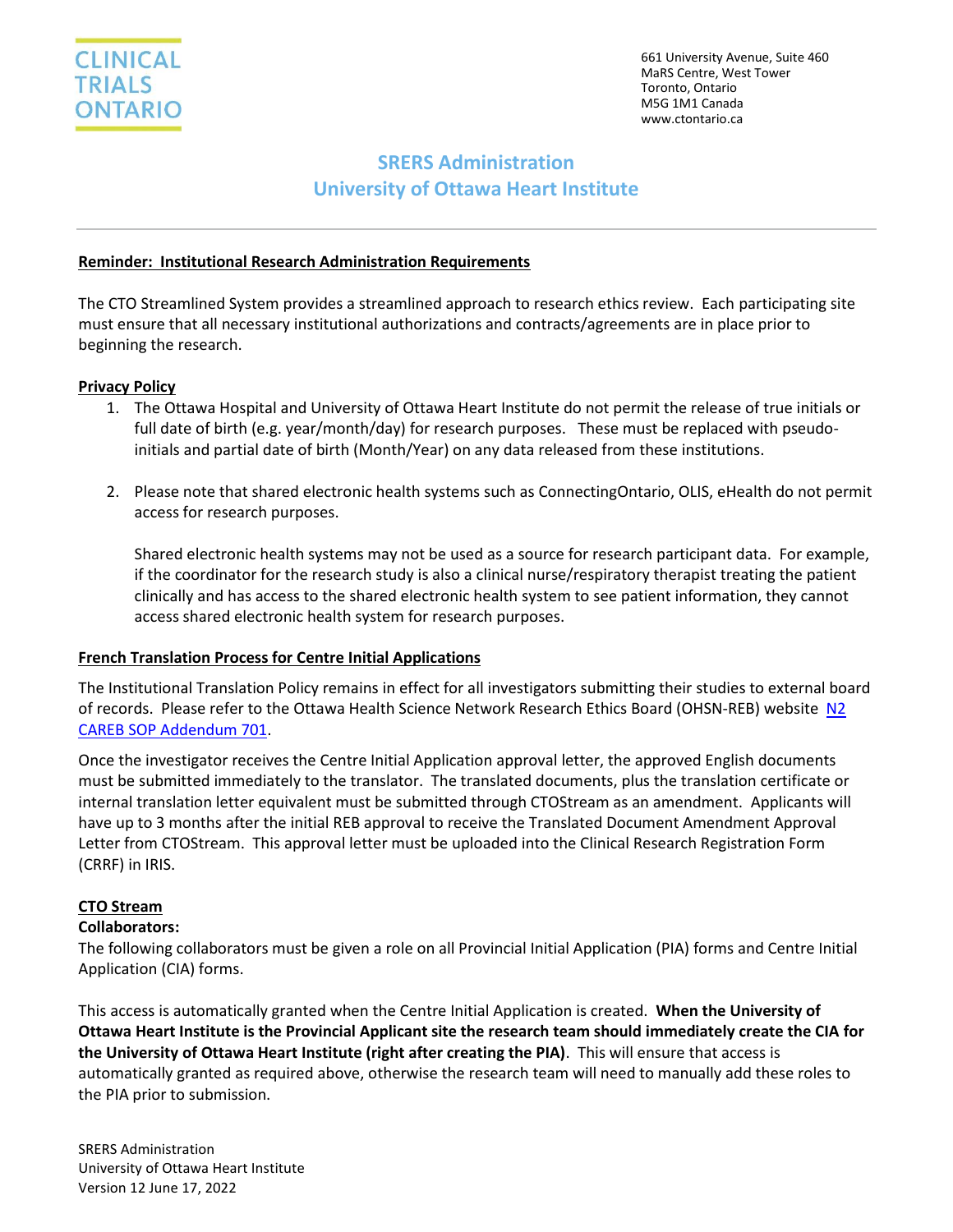CLINICAL TRIALS ONTARIO

661 University Avenue, Suite 460
MaRS Centre, West Tower
Toronto, Ontario
M5G 1M1 Canada
www.ctontario.ca

# SRERS Administration
# University of Ottawa Heart Institute

---

**Reminder: Institutional Research Administration Requirements**

The CTO Streamlined System provides a streamlined approach to research ethics review. Each participating site must ensure that all necessary institutional authorizations and contracts/agreements are in place prior to beginning the research.

**Privacy Policy**

1. The Ottawa Hospital and University of Ottawa Heart Institute do not permit the release of true initials or full date of birth (e.g. year/month/day) for research purposes. These must be replaced with pseudo-initials and partial date of birth (Month/Year) on any data released from these institutions.

2. Please note that shared electronic health systems such as ConnectingOntario, OLIS, eHealth do not permit access for research purposes.

   Shared electronic health systems may not be used as a source for research participant data. For example, if the coordinator for the research study is also a clinical nurse/respiratory therapist treating the patient clinically and has access to the shared electronic health system to see patient information, they cannot access shared electronic health system for research purposes.

**French Translation Process for Centre Initial Applications**

The Institutional Translation Policy remains in effect for all investigators submitting their studies to external board of records. Please refer to the Ottawa Health Science Network Research Ethics Board (OHSN-REB) website N2 CAREB SOP Addendum 701.

Once the investigator receives the Centre Initial Application approval letter, the approved English documents must be submitted immediately to the translator. The translated documents, plus the translation certificate or internal translation letter equivalent must be submitted through CTOStream as an amendment. Applicants will have up to 3 months after the initial REB approval to receive the Translated Document Amendment Approval Letter from CTOStream. This approval letter must be uploaded into the Clinical Research Registration Form (CRRF) in IRIS.

**CTO Stream**

**Collaborators:**

The following collaborators must be given a role on all Provincial Initial Application (PIA) forms and Centre Initial Application (CIA) forms.

This access is automatically granted when the Centre Initial Application is created. **When the University of Ottawa Heart Institute is the Provincial Applicant site the research team should immediately create the CIA for the University of Ottawa Heart Institute (right after creating the PIA)**. This will ensure that access is automatically granted as required above, otherwise the research team will need to manually add these roles to the PIA prior to submission.

SRERS Administration
University of Ottawa Heart Institute
Version 12 June 17, 2022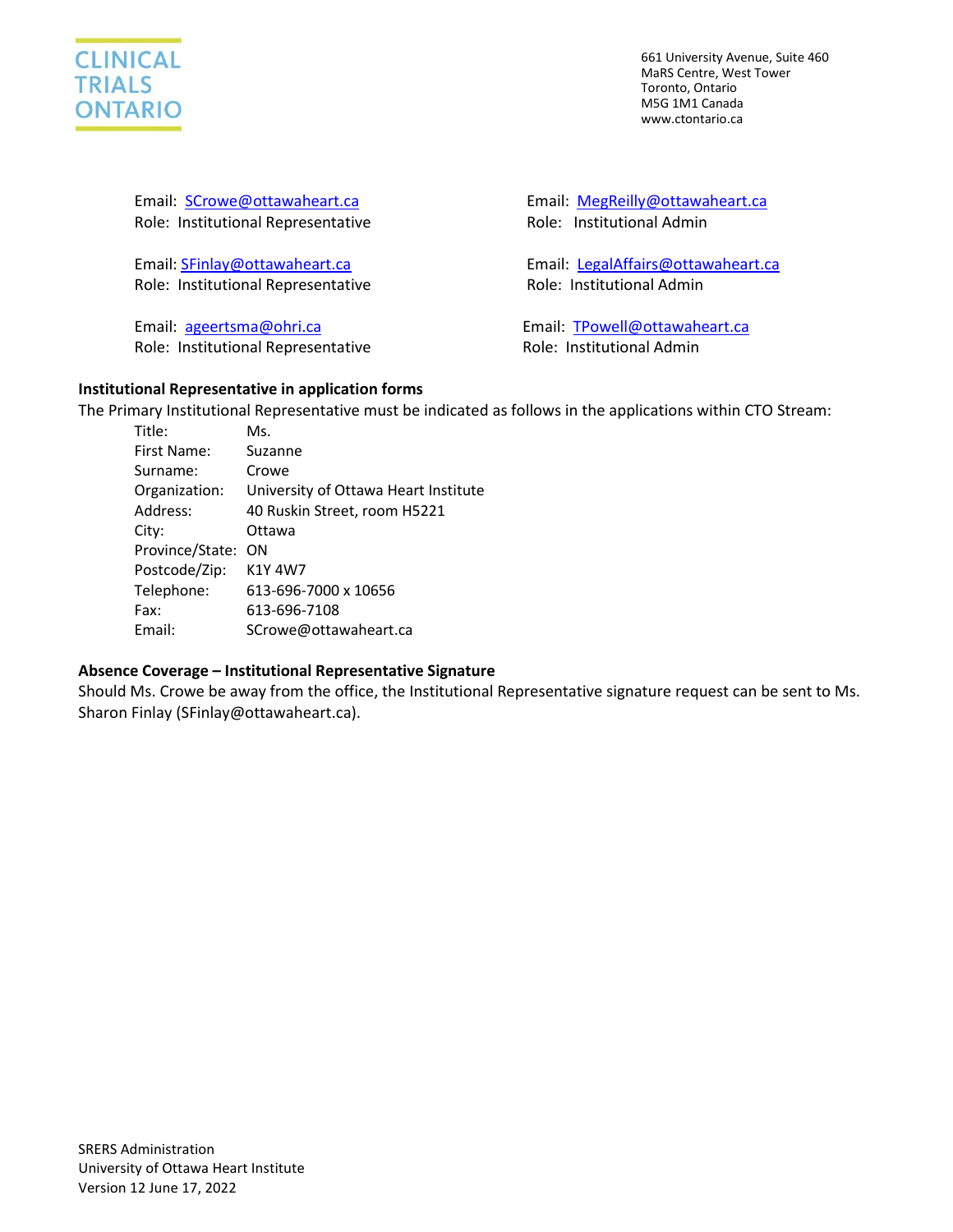Email: SCrowe@ottawaheart.ca
Role: Institutional Representative

Email: SFinlay@ottawaheart.ca
Role: Institutional Representative

Email: ageertsma@ohri.ca
Role: Institutional Representative

Email: MegReilly@ottawaheart.ca
Role: Institutional Admin

Email: LegalAffairs@ottawaheart.ca
Role: Institutional Admin

Email: TPowell@ottawaheart.ca
Role: Institutional Admin

**Institutional Representative in application forms**

The Primary Institutional Representative must be indicated as follows in the applications within CTO Stream:

| | |
|---|---|
| Title: | Ms. |
| First Name: | Suzanne |
| Surname: | Crowe |
| Organization: | University of Ottawa Heart Institute |
| Address: | 40 Ruskin Street, room H5221 |
| City: | Ottawa |
| Province/State: | ON |
| Postcode/Zip: | K1Y 4W7 |
| Telephone: | 613-696-7000 x 10656 |
| Fax: | 613-696-7108 |
| Email: | SCrowe@ottawaheart.ca |

**Absence Coverage – Institutional Representative Signature**

Should Ms. Crowe be away from the office, the Institutional Representative signature request can be sent to Ms. Sharon Finlay (SFinlay@ottawaheart.ca).

SRERS Administration
University of Ottawa Heart Institute
Version 12 June 17, 2022